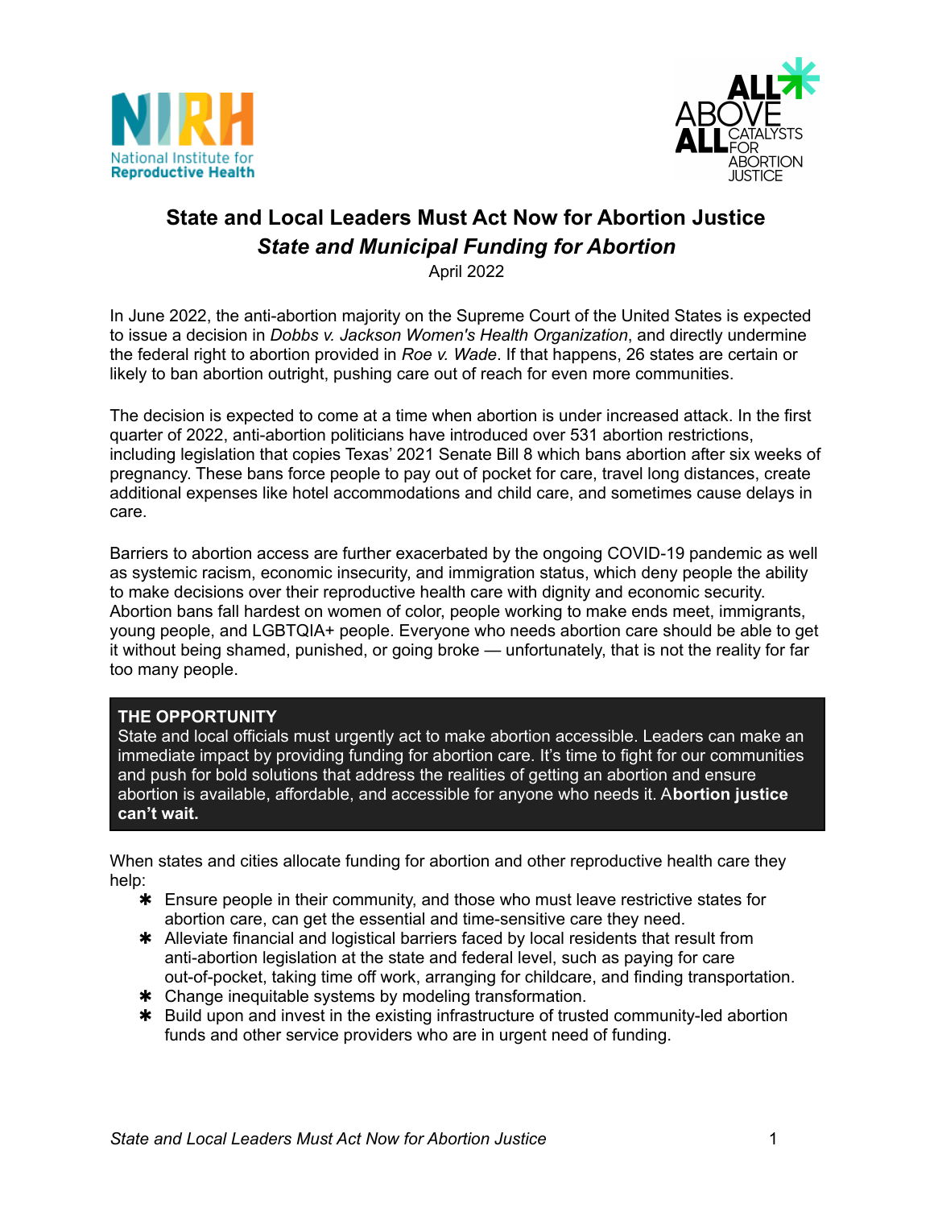# State and Local Leaders Must Act Now for Abortion Justice

## *State and Municipal Funding for Abortion*

April 2022

In June 2022, the anti-abortion majority on the Supreme Court of the United States is expected to issue a decision in *Dobbs v. Jackson Women's Health Organization*, and directly undermine the federal right to abortion provided in *Roe v. Wade*. If that happens, 26 states are certain or likely to ban abortion outright, pushing care out of reach for even more communities.

The decision is expected to come at a time when abortion is under increased attack. In the first quarter of 2022, anti-abortion politicians have introduced over 531 abortion restrictions, including legislation that copies Texas' 2021 Senate Bill 8 which bans abortion after six weeks of pregnancy. These bans force people to pay out of pocket for care, travel long distances, create additional expenses like hotel accommodations and child care, and sometimes cause delays in care.

Barriers to abortion access are further exacerbated by the ongoing COVID-19 pandemic as well as systemic racism, economic insecurity, and immigration status, which deny people the ability to make decisions over their reproductive health care with dignity and economic security. Abortion bans fall hardest on women of color, people working to make ends meet, immigrants, young people, and LGBTQIA+ people. Everyone who needs abortion care should be able to get it without being shamed, punished, or going broke — unfortunately, that is not the reality for far too many people.

**THE OPPORTUNITY**

State and local officials must urgently act to make abortion accessible. Leaders can make an immediate impact by providing funding for abortion care. It's time to fight for our communities and push for bold solutions that address the realities of getting an abortion and ensure abortion is available, affordable, and accessible for anyone who needs it. A**bortion justice can't wait.**

When states and cities allocate funding for abortion and other reproductive health care they help:

- Ensure people in their community, and those who must leave restrictive states for abortion care, can get the essential and time-sensitive care they need.
- Alleviate financial and logistical barriers faced by local residents that result from anti-abortion legislation at the state and federal level, such as paying for care out-of-pocket, taking time off work, arranging for childcare, and finding transportation.
- Change inequitable systems by modeling transformation.
- Build upon and invest in the existing infrastructure of trusted community-led abortion funds and other service providers who are in urgent need of funding.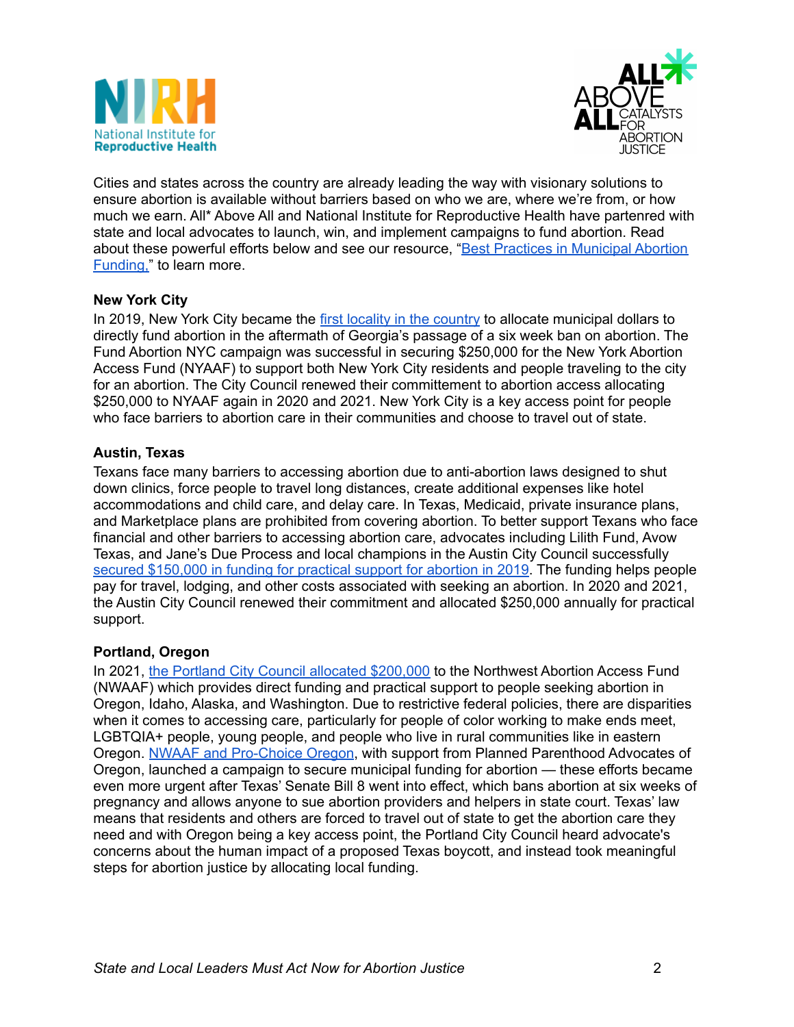Cities and states across the country are already leading the way with visionary solutions to ensure abortion is available without barriers based on who we are, where we're from, or how much we earn. All* Above All and National Institute for Reproductive Health have partenred with state and local advocates to launch, win, and implement campaigns to fund abortion. Read about these powerful efforts below and see our resource, "Best Practices in Municipal Abortion Funding," to learn more.

**New York City**

In 2019, New York City became the first locality in the country to allocate municipal dollars to directly fund abortion in the aftermath of Georgia's passage of a six week ban on abortion. The Fund Abortion NYC campaign was successful in securing $250,000 for the New York Abortion Access Fund (NYAAF) to support both New York City residents and people traveling to the city for an abortion. The City Council renewed their committement to abortion access allocating $250,000 to NYAAF again in 2020 and 2021. New York City is a key access point for people who face barriers to abortion care in their communities and choose to travel out of state.

**Austin, Texas**

Texans face many barriers to accessing abortion due to anti-abortion laws designed to shut down clinics, force people to travel long distances, create additional expenses like hotel accommodations and child care, and delay care. In Texas, Medicaid, private insurance plans, and Marketplace plans are prohibited from covering abortion. To better support Texans who face financial and other barriers to accessing abortion care, advocates including Lilith Fund, Avow Texas, and Jane's Due Process and local champions in the Austin City Council successfully secured $150,000 in funding for practical support for abortion in 2019. The funding helps people pay for travel, lodging, and other costs associated with seeking an abortion. In 2020 and 2021, the Austin City Council renewed their commitment and allocated $250,000 annually for practical support.

**Portland, Oregon**

In 2021, the Portland City Council allocated $200,000 to the Northwest Abortion Access Fund (NWAAF) which provides direct funding and practical support to people seeking abortion in Oregon, Idaho, Alaska, and Washington. Due to restrictive federal policies, there are disparities when it comes to accessing care, particularly for people of color working to make ends meet, LGBTQIA+ people, young people, and people who live in rural communities like in eastern Oregon. NWAAF and Pro-Choice Oregon, with support from Planned Parenthood Advocates of Oregon, launched a campaign to secure municipal funding for abortion — these efforts became even more urgent after Texas' Senate Bill 8 went into effect, which bans abortion at six weeks of pregnancy and allows anyone to sue abortion providers and helpers in state court. Texas' law means that residents and others are forced to travel out of state to get the abortion care they need and with Oregon being a key access point, the Portland City Council heard advocate's concerns about the human impact of a proposed Texas boycott, and instead took meaningful steps for abortion justice by allocating local funding.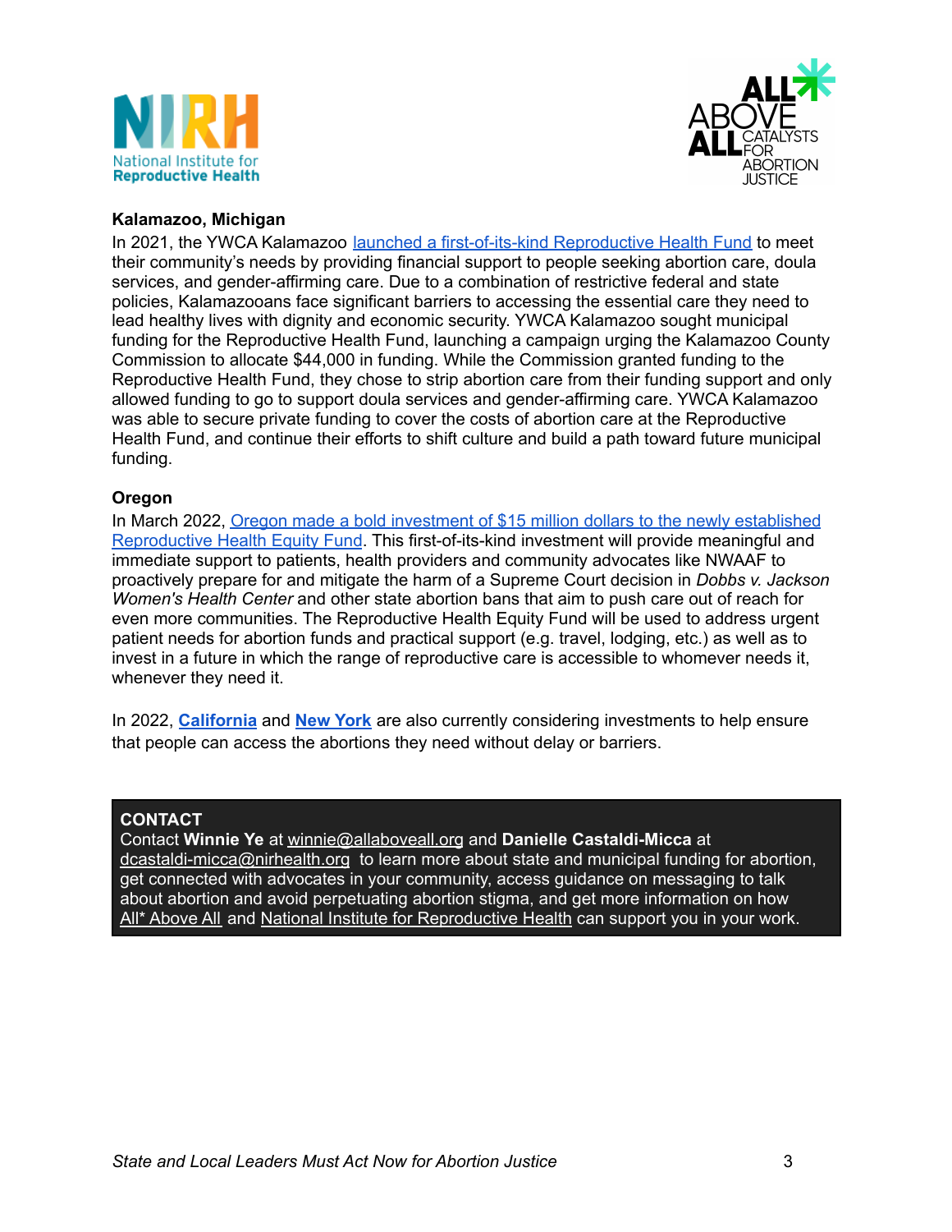### Kalamazoo, Michigan

In 2021, the YWCA Kalamazoo launched a first-of-its-kind Reproductive Health Fund to meet their community's needs by providing financial support to people seeking abortion care, doula services, and gender-affirming care. Due to a combination of restrictive federal and state policies, Kalamazooans face significant barriers to accessing the essential care they need to lead healthy lives with dignity and economic security. YWCA Kalamazoo sought municipal funding for the Reproductive Health Fund, launching a campaign urging the Kalamazoo County Commission to allocate $44,000 in funding. While the Commission granted funding to the Reproductive Health Fund, they chose to strip abortion care from their funding support and only allowed funding to go to support doula services and gender-affirming care. YWCA Kalamazoo was able to secure private funding to cover the costs of abortion care at the Reproductive Health Fund, and continue their efforts to shift culture and build a path toward future municipal funding.

### Oregon

In March 2022, Oregon made a bold investment of $15 million dollars to the newly established Reproductive Health Equity Fund. This first-of-its-kind investment will provide meaningful and immediate support to patients, health providers and community advocates like NWAAF to proactively prepare for and mitigate the harm of a Supreme Court decision in *Dobbs v. Jackson Women's Health Center* and other state abortion bans that aim to push care out of reach for even more communities. The Reproductive Health Equity Fund will be used to address urgent patient needs for abortion funds and practical support (e.g. travel, lodging, etc.) as well as to invest in a future in which the range of reproductive care is accessible to whomever needs it, whenever they need it.

In 2022, **California** and **New York** are also currently considering investments to help ensure that people can access the abortions they need without delay or barriers.

**CONTACT**
Contact **Winnie Ye** at winnie@allaboveall.org and **Danielle Castaldi-Micca** at dcastaldi-micca@nirhealth.org to learn more about state and municipal funding for abortion, get connected with advocates in your community, access guidance on messaging to talk about abortion and avoid perpetuating abortion stigma, and get more information on how All* Above All and National Institute for Reproductive Health can support you in your work.